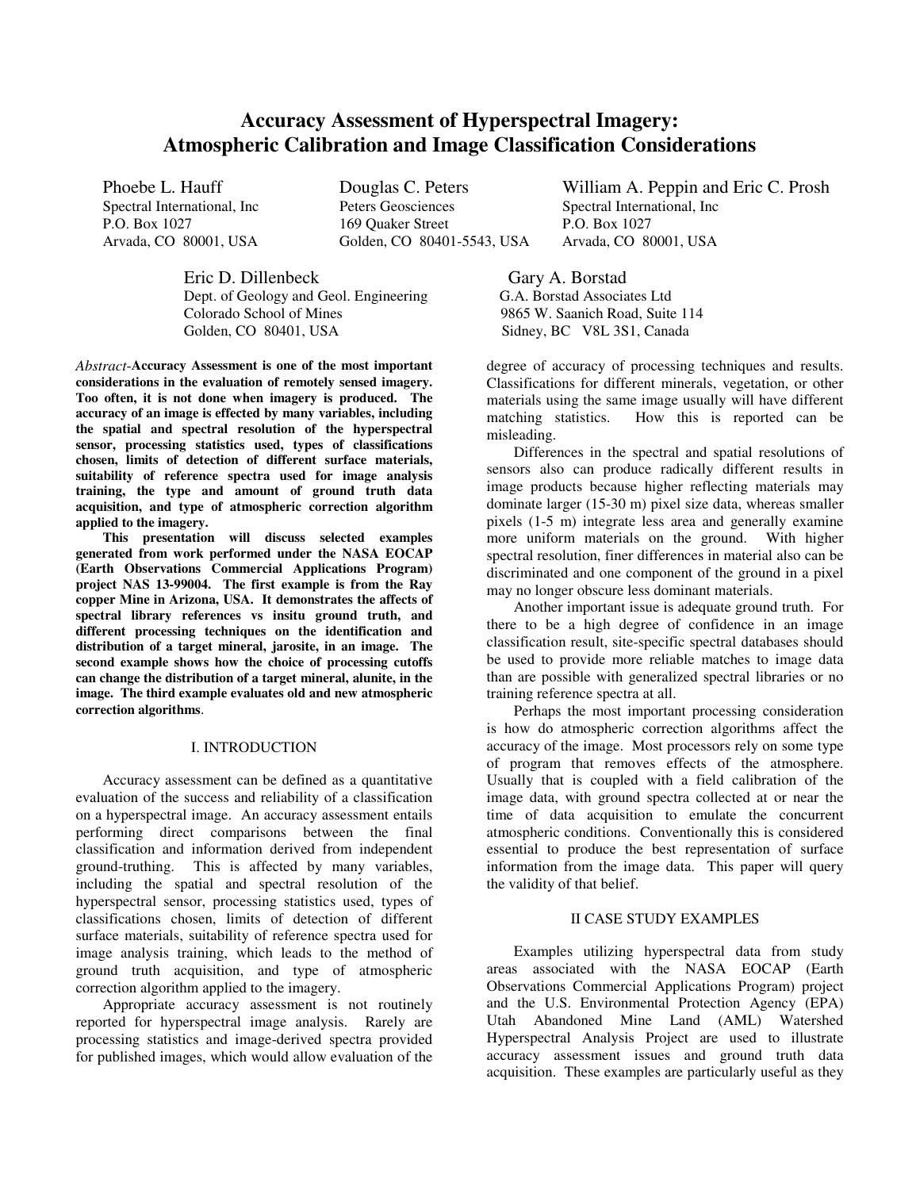# Accuracy Assessment of Hyperspectral Imagery: Atmospheric Calibration and Image Classification Considerations

Phoebe L. Hauff
Spectral International, Inc
P.O. Box 1027
Arvada, CO 80001, USA

Douglas C. Peters
Peters Geosciences
169 Quaker Street
Golden, CO 80401-5543, USA

William A. Peppin and Eric C. Prosh
Spectral International, Inc
P.O. Box 1027
Arvada, CO 80001, USA

Eric D. Dillenbeck
Dept. of Geology and Geol. Engineering
Colorado School of Mines
Golden, CO 80401, USA

Gary A. Borstad
G.A. Borstad Associates Ltd
9865 W. Saanich Road, Suite 114
Sidney, BC V8L 3S1, Canada

*Abstract*-**Accuracy Assessment is one of the most important considerations in the evaluation of remotely sensed imagery. Too often, it is not done when imagery is produced. The accuracy of an image is effected by many variables, including the spatial and spectral resolution of the hyperspectral sensor, processing statistics used, types of classifications chosen, limits of detection of different surface materials, suitability of reference spectra used for image analysis training, the type and amount of ground truth data acquisition, and type of atmospheric correction algorithm applied to the imagery.**

**This presentation will discuss selected examples generated from work performed under the NASA EOCAP (Earth Observations Commercial Applications Program) project NAS 13-99004. The first example is from the Ray copper Mine in Arizona, USA. It demonstrates the affects of spectral library references vs insitu ground truth, and different processing techniques on the identification and distribution of a target mineral, jarosite, in an image. The second example shows how the choice of processing cutoffs can change the distribution of a target mineral, alunite, in the image. The third example evaluates old and new atmospheric correction algorithms**.

## I. INTRODUCTION

Accuracy assessment can be defined as a quantitative evaluation of the success and reliability of a classification on a hyperspectral image. An accuracy assessment entails performing direct comparisons between the final classification and information derived from independent ground-truthing. This is affected by many variables, including the spatial and spectral resolution of the hyperspectral sensor, processing statistics used, types of classifications chosen, limits of detection of different surface materials, suitability of reference spectra used for image analysis training, which leads to the method of ground truth acquisition, and type of atmospheric correction algorithm applied to the imagery.

Appropriate accuracy assessment is not routinely reported for hyperspectral image analysis. Rarely are processing statistics and image-derived spectra provided for published images, which would allow evaluation of the degree of accuracy of processing techniques and results. Classifications for different minerals, vegetation, or other materials using the same image usually will have different matching statistics. How this is reported can be misleading.

Differences in the spectral and spatial resolutions of sensors also can produce radically different results in image products because higher reflecting materials may dominate larger (15-30 m) pixel size data, whereas smaller pixels (1-5 m) integrate less area and generally examine more uniform materials on the ground. With higher spectral resolution, finer differences in material also can be discriminated and one component of the ground in a pixel may no longer obscure less dominant materials.

Another important issue is adequate ground truth. For there to be a high degree of confidence in an image classification result, site-specific spectral databases should be used to provide more reliable matches to image data than are possible with generalized spectral libraries or no training reference spectra at all.

Perhaps the most important processing consideration is how do atmospheric correction algorithms affect the accuracy of the image. Most processors rely on some type of program that removes effects of the atmosphere. Usually that is coupled with a field calibration of the image data, with ground spectra collected at or near the time of data acquisition to emulate the concurrent atmospheric conditions. Conventionally this is considered essential to produce the best representation of surface information from the image data. This paper will query the validity of that belief.

## II CASE STUDY EXAMPLES

Examples utilizing hyperspectral data from study areas associated with the NASA EOCAP (Earth Observations Commercial Applications Program) project and the U.S. Environmental Protection Agency (EPA) Utah Abandoned Mine Land (AML) Watershed Hyperspectral Analysis Project are used to illustrate accuracy assessment issues and ground truth data acquisition. These examples are particularly useful as they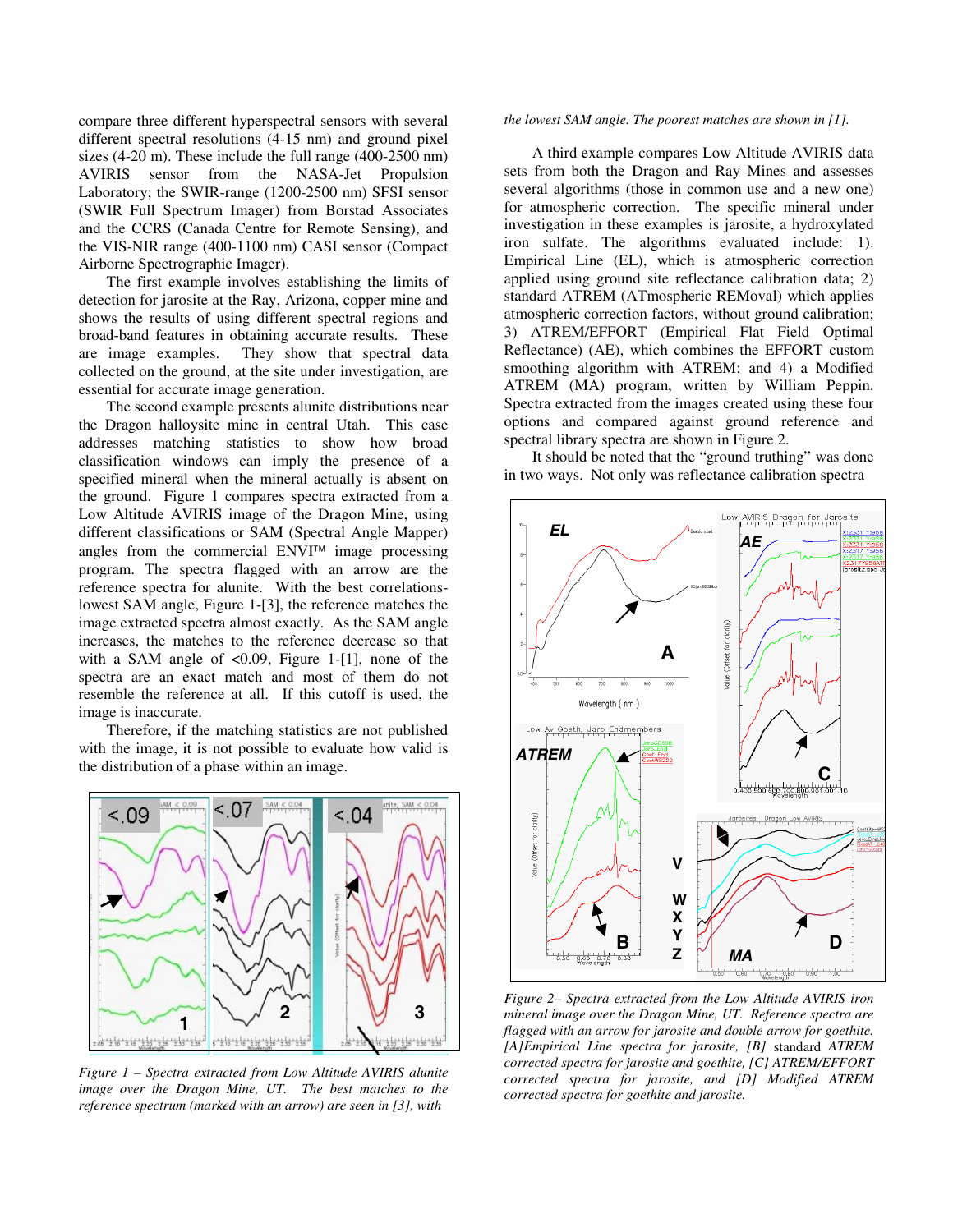compare three different hyperspectral sensors with several different spectral resolutions (4-15 nm) and ground pixel sizes (4-20 m). These include the full range (400-2500 nm) AVIRIS sensor from the NASA-Jet Propulsion Laboratory; the SWIR-range (1200-2500 nm) SFSI sensor (SWIR Full Spectrum Imager) from Borstad Associates and the CCRS (Canada Centre for Remote Sensing), and the VIS-NIR range (400-1100 nm) CASI sensor (Compact Airborne Spectrographic Imager).

The first example involves establishing the limits of detection for jarosite at the Ray, Arizona, copper mine and shows the results of using different spectral regions and broad-band features in obtaining accurate results. These are image examples. They show that spectral data collected on the ground, at the site under investigation, are essential for accurate image generation.

The second example presents alunite distributions near the Dragon halloysite mine in central Utah. This case addresses matching statistics to show how broad classification windows can imply the presence of a specified mineral when the mineral actually is absent on the ground. Figure 1 compares spectra extracted from a Low Altitude AVIRIS image of the Dragon Mine, using different classifications or SAM (Spectral Angle Mapper) angles from the commercial ENVI™ image processing program. The spectra flagged with an arrow are the reference spectra for alunite. With the best correlations-lowest SAM angle, Figure 1-[3], the reference matches the image extracted spectra almost exactly. As the SAM angle increases, the matches to the reference decrease so that with a SAM angle of <0.09, Figure 1-[1], none of the spectra are an exact match and most of them do not resemble the reference at all. If this cutoff is used, the image is inaccurate.

Therefore, if the matching statistics are not published with the image, it is not possible to evaluate how valid is the distribution of a phase within an image.

*Figure 1 – Spectra extracted from Low Altitude AVIRIS alunite image over the Dragon Mine, UT. The best matches to the reference spectrum (marked with an arrow) are seen in [3], with the lowest SAM angle. The poorest matches are shown in [1].*

A third example compares Low Altitude AVIRIS data sets from both the Dragon and Ray Mines and assesses several algorithms (those in common use and a new one) for atmospheric correction. The specific mineral under investigation in these examples is jarosite, a hydroxylated iron sulfate. The algorithms evaluated include: 1). Empirical Line (EL), which is atmospheric correction applied using ground site reflectance calibration data; 2) standard ATREM (ATmospheric REMoval) which applies atmospheric correction factors, without ground calibration; 3) ATREM/EFFORT (Empirical Flat Field Optimal Reflectance) (AE), which combines the EFFORT custom smoothing algorithm with ATREM; and 4) a Modified ATREM (MA) program, written by William Peppin. Spectra extracted from the images created using these four options and compared against ground reference and spectral library spectra are shown in Figure 2.

It should be noted that the "ground truthing" was done in two ways. Not only was reflectance calibration spectra

*Figure 2– Spectra extracted from the Low Altitude AVIRIS iron mineral image over the Dragon Mine, UT. Reference spectra are flagged with an arrow for jarosite and double arrow for goethite. [A]Empirical Line spectra for jarosite, [B] standard ATREM corrected spectra for jarosite and goethite, [C] ATREM/EFFORT corrected spectra for jarosite, and [D] Modified ATREM corrected spectra for goethite and jarosite.*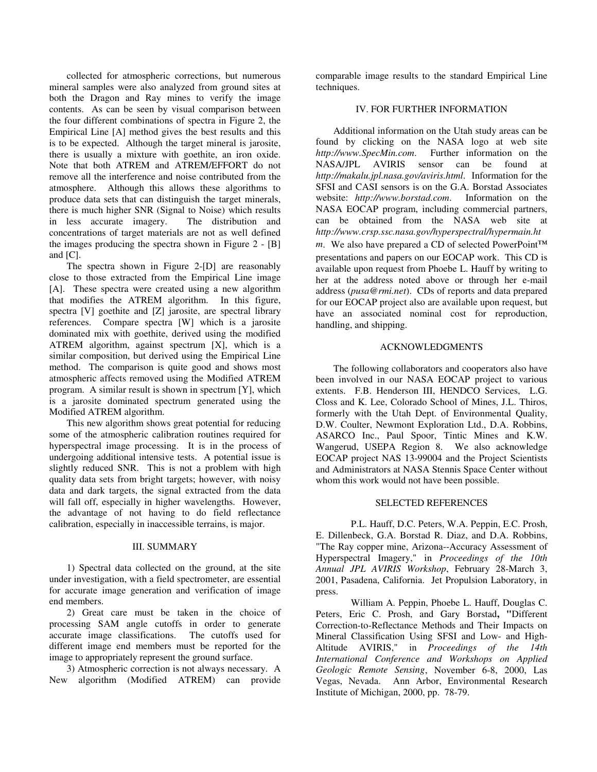collected for atmospheric corrections, but numerous mineral samples were also analyzed from ground sites at both the Dragon and Ray mines to verify the image contents. As can be seen by visual comparison between the four different combinations of spectra in Figure 2, the Empirical Line [A] method gives the best results and this is to be expected. Although the target mineral is jarosite, there is usually a mixture with goethite, an iron oxide. Note that both ATREM and ATREM/EFFORT do not remove all the interference and noise contributed from the atmosphere. Although this allows these algorithms to produce data sets that can distinguish the target minerals, there is much higher SNR (Signal to Noise) which results in less accurate imagery. The distribution and concentrations of target materials are not as well defined the images producing the spectra shown in Figure 2 - [B] and [C].

The spectra shown in Figure 2-[D] are reasonably close to those extracted from the Empirical Line image [A]. These spectra were created using a new algorithm that modifies the ATREM algorithm. In this figure, spectra [V] goethite and [Z] jarosite, are spectral library references. Compare spectra [W] which is a jarosite dominated mix with goethite, derived using the modified ATREM algorithm, against spectrum [X], which is a similar composition, but derived using the Empirical Line method. The comparison is quite good and shows most atmospheric affects removed using the Modified ATREM program. A similar result is shown in spectrum [Y], which is a jarosite dominated spectrum generated using the Modified ATREM algorithm.

This new algorithm shows great potential for reducing some of the atmospheric calibration routines required for hyperspectral image processing. It is in the process of undergoing additional intensive tests. A potential issue is slightly reduced SNR. This is not a problem with high quality data sets from bright targets; however, with noisy data and dark targets, the signal extracted from the data will fall off, especially in higher wavelengths. However, the advantage of not having to do field reflectance calibration, especially in inaccessible terrains, is major.

## III. SUMMARY

1) Spectral data collected on the ground, at the site under investigation, with a field spectrometer, are essential for accurate image generation and verification of image end members.

2) Great care must be taken in the choice of processing SAM angle cutoffs in order to generate accurate image classifications. The cutoffs used for different image end members must be reported for the image to appropriately represent the ground surface.

3) Atmospheric correction is not always necessary. A New algorithm (Modified ATREM) can provide comparable image results to the standard Empirical Line techniques.

## IV. FOR FURTHER INFORMATION

Additional information on the Utah study areas can be found by clicking on the NASA logo at web site *http://www.SpecMin.com*. Further information on the NASA/JPL AVIRIS sensor can be found at *http://makalu.jpl.nasa.gov/aviris.html*. Information for the SFSI and CASI sensors is on the G.A. Borstad Associates website: *http://www.borstad.com*. Information on the NASA EOCAP program, including commercial partners, can be obtained from the NASA web site at *http://www.crsp.ssc.nasa.gov/hyperspectral/hypermain.htm*. We also have prepared a CD of selected PowerPoint™ presentations and papers on our EOCAP work. This CD is available upon request from Phoebe L. Hauff by writing to her at the address noted above or through her e-mail address (*pusa@rmi.net*). CDs of reports and data prepared for our EOCAP project also are available upon request, but have an associated nominal cost for reproduction, handling, and shipping.

## ACKNOWLEDGMENTS

The following collaborators and cooperators also have been involved in our NASA EOCAP project to various extents. F.B. Henderson III, HENDCO Services, L.G. Closs and K. Lee, Colorado School of Mines, J.L. Thiros, formerly with the Utah Dept. of Environmental Quality, D.W. Coulter, Newmont Exploration Ltd., D.A. Robbins, ASARCO Inc., Paul Spoor, Tintic Mines and K.W. Wangerud, USEPA Region 8. We also acknowledge EOCAP project NAS 13-99004 and the Project Scientists and Administrators at NASA Stennis Space Center without whom this work would not have been possible.

## SELECTED REFERENCES

P.L. Hauff, D.C. Peters, W.A. Peppin, E.C. Prosh, E. Dillenbeck, G.A. Borstad R. Diaz, and D.A. Robbins, "The Ray copper mine, Arizona--Accuracy Assessment of Hyperspectral Imagery," in *Proceedings of the 10th Annual JPL AVIRIS Workshop*, February 28-March 3, 2001, Pasadena, California. Jet Propulsion Laboratory, in press.

William A. Peppin, Phoebe L. Hauff, Douglas C. Peters, Eric C. Prosh, and Gary Borstad**, "**Different Correction-to-Reflectance Methods and Their Impacts on Mineral Classification Using SFSI and Low- and High-Altitude AVIRIS," in *Proceedings of the 14th International Conference and Workshops on Applied Geologic Remote Sensing*, November 6-8, 2000, Las Vegas, Nevada. Ann Arbor, Environmental Research Institute of Michigan, 2000, pp. 78-79.